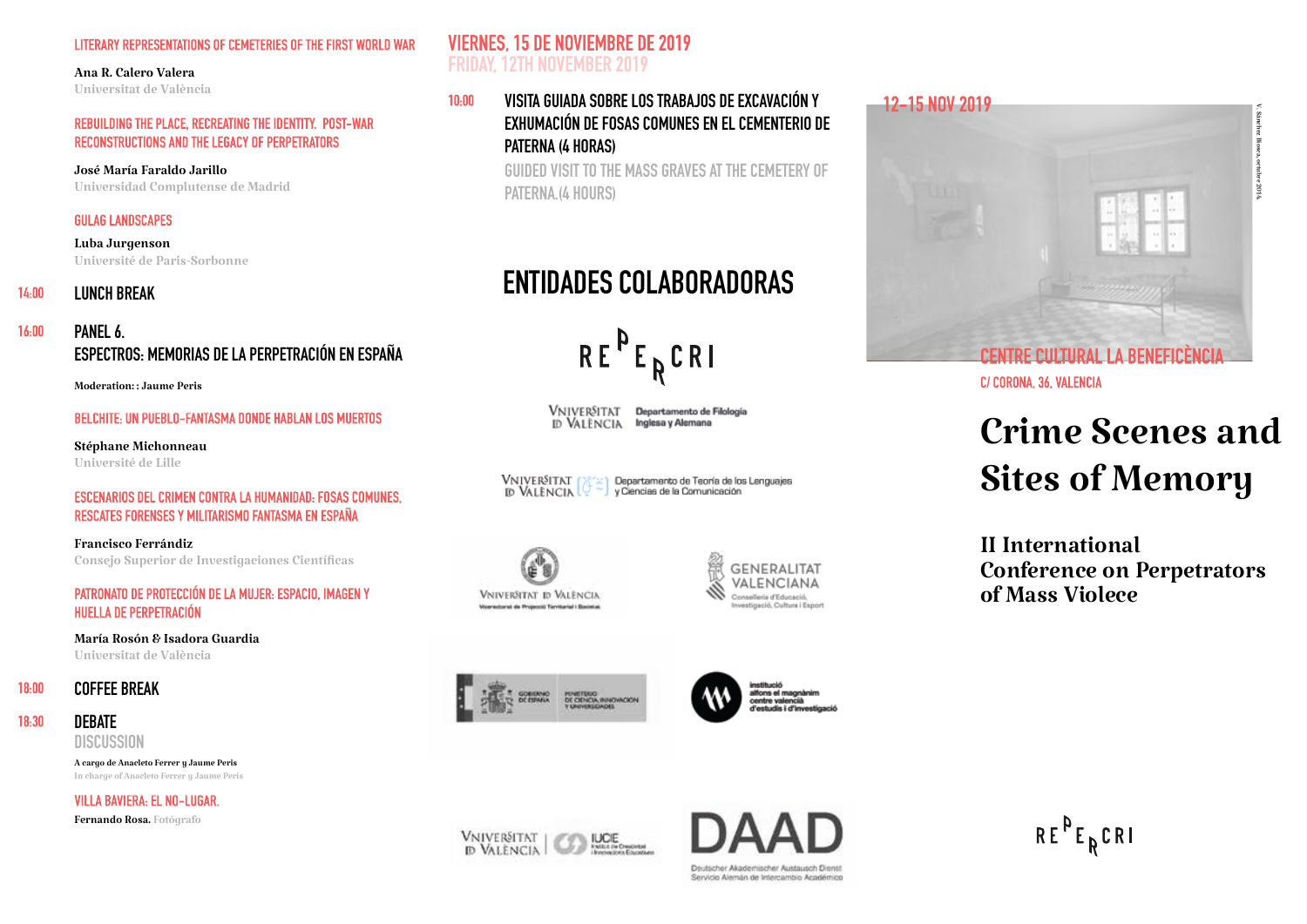### LITERARY REPRESENTATIONS OF CEMETERIES OF THE FIRST WORLD WAR

**Ana R. Calero Valera**
Universitat de València

### REBUILDING THE PLACE, RECREATING THE IDENTITY. POST-WAR RECONSTRUCTIONS AND THE LEGACY OF PERPETRATORS

**José María Faraldo Jarillo**
Universidad Complutense de Madrid

### GULAG LANDSCAPES

**Luba Jurgenson**
Université de Paris-Sorbonne

**14:00** LUNCH BREAK

**16:00** PANEL 6.
ESPECTROS: MEMORIAS DE LA PERPETRACIÓN EN ESPAÑA

**Moderation: : Jaume Peris**

### BELCHITE: UN PUEBLO-FANTASMA DONDE HABLAN LOS MUERTOS

**Stéphane Michonneau**
Université de Lille

### ESCENARIOS DEL CRIMEN CONTRA LA HUMANIDAD: FOSAS COMUNES, RESCATES FORENSES Y MILITARISMO FANTASMA EN ESPAÑA

**Francisco Ferrándiz**
Consejo Superior de Investigaciones Científicas

### PATRONATO DE PROTECCIÓN DE LA MUJER: ESPACIO, IMAGEN Y HUELLA DE PERPETRACIÓN

**María Rosón & Isadora Guardia**
Universitat de València

**18:00** COFFEE BREAK

**18:30** DEBATE
DISCUSSION

**A cargo de Anacleto Ferrer y Jaume Peris**
In charge of Anacleto Ferrer y Jaume Peris

### VILLA BAVIERA: EL NO-LUGAR.

**Fernando Rosa.** Fotógrafo

## VIERNES, 15 DE NOVIEMBRE DE 2019
FRIDAY, 12TH NOVEMBER 2019

**10:00** VISITA GUIADA SOBRE LOS TRABAJOS DE EXCAVACIÓN Y EXHUMACIÓN DE FOSAS COMUNES EN EL CEMENTERIO DE PATERNA (4 HORAS)
GUIDED VISIT TO THE MASS GRAVES AT THE CEMETERY OF PATERNA.(4 HOURS)

## ENTIDADES COLABORADORAS

REPERCRI

Vniversitat de València — Departamento de Filología Inglesa y Alemana

Vniversitat de València — Departamento de Teoría de los Lenguajes y Ciencias de la Comunicación

Vniversitat de València — Vicerectorat de Projecció Territorial i Societat

Generalitat Valenciana — Conselleria d'Educació, Investigació, Cultura i Esport

Gobierno de España — Ministerio de Ciencia, Innovación y Universidades

institució alfons el magnànim centre valencià d'estudis i d'investigació

Vniversitat de València — IUCIE Institut de Creativitat i Innovacions Educatives

DAAD — Deutscher Akademischer Austausch Dienst — Servicio Alemán de Intercambio Académico

12-15 NOV 2019

V. Sánchez Biosca, octubre 2016

CENTRE CULTURAL LA BENEFICÈNCIA
C/ CORONA, 36, VALENCIA

# Crime Scenes and Sites of Memory

## II International Conference on Perpetrators of Mass Violece

REPERCRI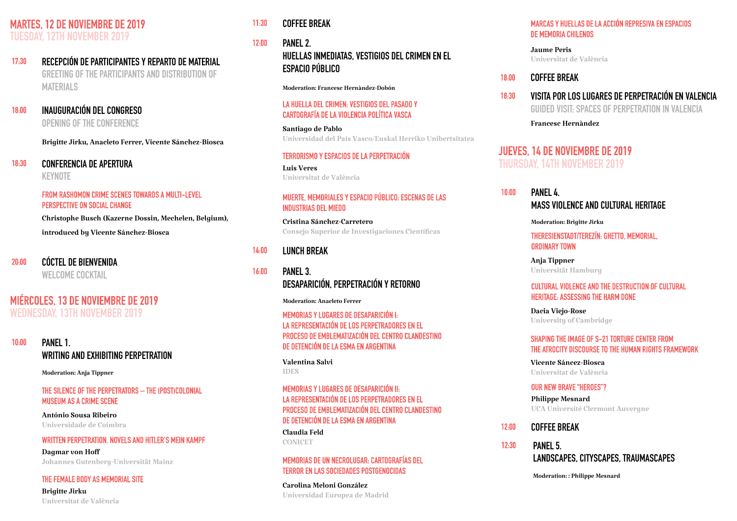## MARTES, 12 DE NOVIEMBRE DE 2019
## TUESDAY, 12TH NOVEMBER 2019

**17:30** **RECEPCIÓN DE PARTICIPANTES Y REPARTO DE MATERIAL**
GREETING OF THE PARTICIPANTS AND DISTRIBUTION OF MATERIALS

**18:00** **INAUGURACIÓN DEL CONGRESO**
OPENING OF THE CONFERENCE

**Brigitte Jirku, Anacleto Ferrer, Vicente Sánchez-Biosca**

**18:30** **CONFERENCIA DE APERTURA**
KEYNOTE

FROM RASHOMON CRIME SCENES TOWARDS A MULTI-LEVEL PERSPECTIVE ON SOCIAL CHANGE

**Christophe Busch (Kazerne Dossin, Mechelen, Belgium),**

**introduced by Vicente Sánchez-Biosca**

**20:00** **CÓCTEL DE BIENVENIDA**
WELCOME COCKTAIL

## MIÉRCOLES, 13 DE NOVIEMBRE DE 2019
## WEDNESDAY, 13TH NOVEMBER 2019

**10:00** **PANEL 1.**
**WRITING AND EXHIBITING PERPETRATION**

**Moderation: Anja Tippner**

THE SILENCE OF THE PERPETRATORS – THE (POST)COLONIAL MUSEUM AS A CRIME SCENE

**António Sousa Ribeiro**
Universidade de Coimbra

WRITTEN PERPETRATION. NOVELS AND HITLER'S MEIN KAMPF

**Dagmar von Hoff**
Johannes Gutenberg-Universität Mainz

THE FEMALE BODY AS MEMORIAL SITE

**Brigitte Jirku**
Universitat de València

**11:30** **COFFEE BREAK**

**12:00** **PANEL 2.**
**HUELLAS INMEDIATAS, VESTIGIOS DEL CRIMEN EN EL ESPACIO PÚBLICO**

**Moderation: Francesc Hernàndez-Dobón**

LA HUELLA DEL CRIMEN: VESTIGIOS DEL PASADO Y CARTOGRAFÍA DE LA VIOLENCIA POLÍTICA VASCA

**Santiago de Pablo**
Universidad del País Vasco/Euskal Herriko Unibertsitatea

TERRORISMO Y ESPACIOS DE LA PERPETRACIÓN

**Luis Veres**
Universitat de València

MUERTE, MEMORIALES Y ESPACIO PÚBLICO: ESCENAS DE LAS INDUSTRIAS DEL MIEDO

**Cristina Sánchez-Carretero**
Consejo Superior de Investigaciones Científicas

**14:00** **LUNCH BREAK**

**16:00** **PANEL 3.**
**DESAPARICIÓN, PERPETRACIÓN Y RETORNO**

**Moderation: Anacleto Ferrer**

MEMORIAS Y LUGARES DE DESAPARICIÓN I: LA REPRESENTACIÓN DE LOS PERPETRADORES EN EL PROCESO DE EMBLEMATIZACIÓN DEL CENTRO CLANDESTINO DE DETENCIÓN DE LA ESMA EN ARGENTINA

**Valentina Salvi**
IDES

MEMORIAS Y LUGARES DE DESAPARICIÓN II: LA REPRESENTACIÓN DE LOS PERPETRADORES EN EL PROCESO DE EMBLEMATIZACIÓN DEL CENTRO CLANDESTINO DE DETENCIÓN DE LA ESMA EN ARGENTINA

**Claudia Feld**
CONICET

MEMORIAS DE UN NECROLUGAR: CARTOGRAFÍAS DEL TERROR EN LAS SOCIEDADES POSTGENOCIDAS

**Carolina Meloni González**
Universidad Europea de Madrid

MARCAS Y HUELLAS DE LA ACCIÓN REPRESIVA EN ESPACIOS DE MEMORIA CHILENOS

**Jaume Peris**
Universitat de València

**18:00** **COFFEE BREAK**

**18:30** **VISITA POR LOS LUGARES DE PERPETRACIÓN EN VALENCIA**
GUIDED VISIT: SPACES OF PERPETRATION IN VALENCIA

**Francesc Hernàndez**

## JUEVES, 14 DE NOVIEMBRE DE 2019
## THURSDAY, 14TH NOVEMBER 2019

**10:00** **PANEL 4.**
**MASS VIOLENCE AND CULTURAL HERITAGE**

**Moderation: Brigitte Jirku**

THERESIENSTADT/TEREZÍN: GHETTO, MEMORIAL, ORDINARY TOWN

**Anja Tippner**
Universität Hamburg

CULTURAL VIOLENCE AND THE DESTRUCTION OF CULTURAL HERITAGE: ASSESSING THE HARM DONE

**Dacia Viejo-Rose**
University of Cambridge

SHAPING THE IMAGE OF S-21 TORTURE CENTER FROM THE ATROCITY DISCOURSE TO THE HUMAN RIGHTS FRAMEWORK

**Vicente Sáncez-Biosca**
Universitat de València

OUR NEW BRAVE "HEROES"?

**Philippe Mesnard**
UCA Université Clermont Auvergne

**12:00** **COFFEE BREAK**

**12:30** **PANEL 5.**
**LANDSCAPES, CITYSCAPES, TRAUMASCAPES**

**Moderation: : Philippe Mesnard**